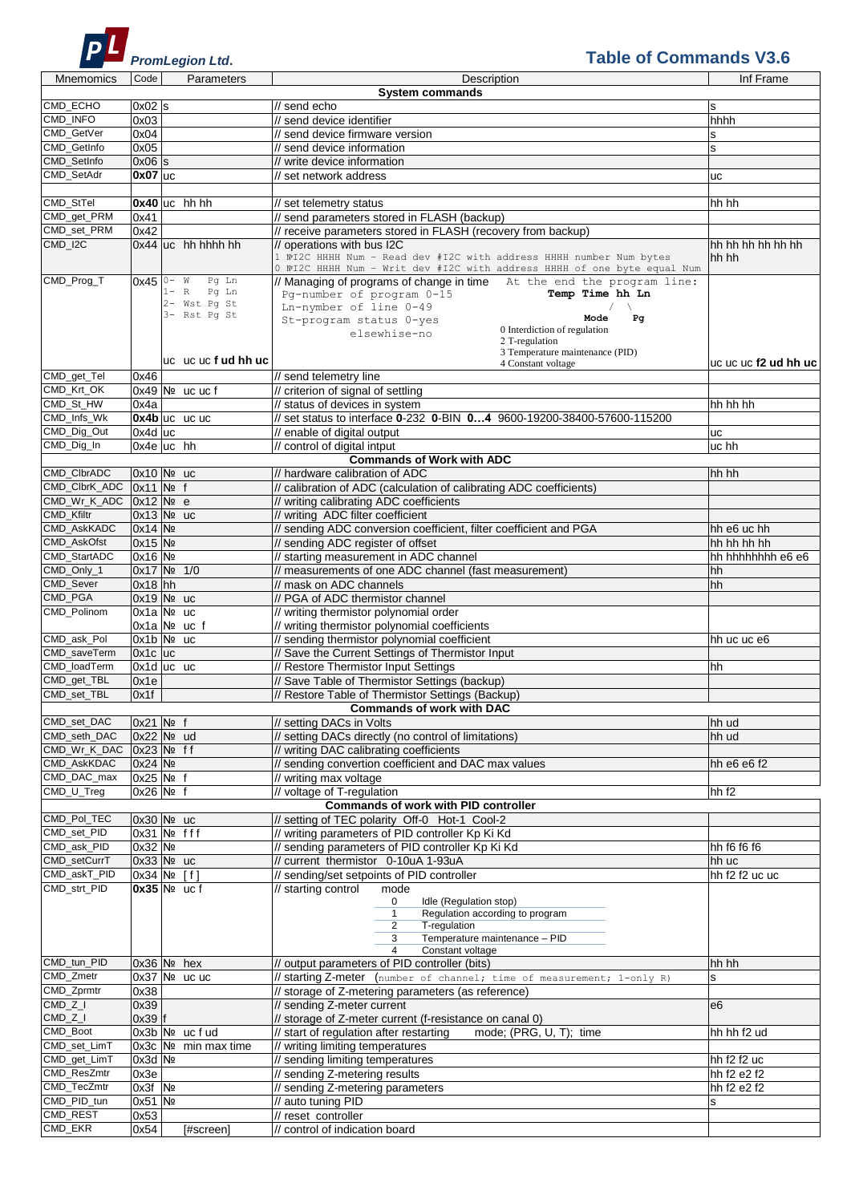**PromLegion Ltd.**

# Table of Commands V3.6

| Mnemomics | Code | Parameters | Description | Inf Frame |
|---|---|---|---|---|
| | | | **System commands** | |
| CMD_ECHO | 0x02 | s | // send echo | s |
| CMD_INFO | 0x03 | | // send device identifier | hhhh |
| CMD_GetVer | 0x04 | | // send device firmware version | s |
| CMD_GetInfo | 0x05 | | // send device information | s |
| CMD_SetInfo | 0x06 | s | // write device information | |
| CMD_SetAdr | **0x07** | uc | // set network address | uc |
| | | | | |
| CMD_StTel | **0x40** | uc hh hh | // set telemetry status | hh hh |
| CMD_get_PRM | 0x41 | | // send parameters stored in FLASH (backup) | |
| CMD_set_PRM | 0x42 | | // receive parameters stored in FLASH (recovery from backup) | |
| CMD_I2C | 0x44 | uc hh hhhh hh | // operations with bus I2C<br>1 №I2C HHHH Num - Read dev #I2C with address HHHH number Num bytes<br>0 №I2C HHHH Num - Writ dev #I2C with address HHHH of one byte equal Num | hh hh hh hh hh hh hh |
| CMD_Prog_T | 0x45 | 0- W Pg Ln<br>1- R Pg Ln<br>2- Wst Pg St<br>3- Rst Pg St<br><br>uc uc uc **f ud hh uc** | // Managing of programs of change in time<br>Pg-number of program 0-15<br>Ln-nymber of line 0-49<br>St-program status 0-yes elsewhise-no<br>At the end the program line: **Temp Time hh Ln**<br>**Mode** **Pg**<br>0 Interdiction of regulation<br>2 T-regulation<br>3 Temperature maintenance (PID)<br>4 Constant voltage | uc uc uc **f2 ud hh uc** |
| CMD_get_Tel | 0x46 | | // send telemetry line | |
| CMD_Krt_OK | 0x49 | № uc uc f | // criterion of signal of settling | |
| CMD_St_HW | 0x4a | | // status of devices in system | hh hh hh |
| CMD_Infs_Wk | **0x4b** | uc uc uc | // set status to interface **0**-232 **0**-BIN **0…4** 9600-19200-38400-57600-115200 | |
| CMD_Dig_Out | 0x4d | uc | // enable of digital output | uc |
| CMD_Dig_In | 0x4e | uc hh | // control of digital intput | uc hh |
| | | | **Commands of Work with ADC** | |
| CMD_ClbrADC | 0x10 | № uc | // hardware calibration of ADC | hh hh |
| CMD_ClbrK_ADC | 0x11 | № f | // calibration of ADC (calculation of calibrating ADC coefficients) | |
| CMD_Wr_K_ADC | 0x12 | № e | // writing calibrating ADC coefficients | |
| CMD_Kfiltr | 0x13 | № uc | // writing ADC filter coefficient | |
| CMD_AskKADC | 0x14 | № | // sending ADC conversion coefficient, filter coefficient and PGA | hh e6 uc hh |
| CMD_AskOfst | 0x15 | № | // sending ADC register of offset | hh hh hh hh |
| CMD_StartADC | 0x16 | № | // starting measurement in ADC channel | hh hhhhhhhh e6 e6 |
| CMD_Only_1 | 0x17 | № 1/0 | // measurements of one ADC channel (fast measurement) | hh |
| CMD_Sever | 0x18 | hh | // mask on ADC channels | hh |
| CMD_PGA | 0x19 | № uc | // PGA of ADC thermistor channel | |
| CMD_Polinom | 0x1a | № uc | // writing thermistor polynomial order | |
| | 0x1a | № uc f | // writing thermistor polynomial coefficients | |
| CMD_ask_Pol | 0x1b | № uc | // sending thermistor polynomial coefficient | hh uc uc e6 |
| CMD_saveTerm | 0x1c | uc | // Save the Current Settings of Thermistor Input | |
| CMD_loadTerm | 0x1d | uc uc | // Restore Thermistor Input Settings | hh |
| CMD_get_TBL | 0x1e | | // Save Table of Thermistor Settings (backup) | |
| CMD_set_TBL | 0x1f | | // Restore Table of Thermistor Settings (Backup) | |
| | | | **Commands of work with DAC** | |
| CMD_set_DAC | 0x21 | № f | // setting DACs in Volts | hh ud |
| CMD_seth_DAC | 0x22 | № ud | // setting DACs directly (no control of limitations) | hh ud |
| CMD_Wr_K_DAC | 0x23 | № f f | // writing DAC calibrating coefficients | |
| CMD_AskKDAC | 0x24 | № | // sending convertion coefficient and DAC max values | hh e6 e6 f2 |
| CMD_DAC_max | 0x25 | № f | // writing max voltage | |
| CMD_U_Treg | 0x26 | № f | // voltage of T-regulation | hh f2 |
| | | | **Commands of work with PID controller** | |
| CMD_Pol_TEC | 0x30 | № uc | // setting of TEC polarity Off-0 Hot-1 Cool-2 | |
| CMD_set_PID | 0x31 | № f f f | // writing parameters of PID controller Kp Ki Kd | |
| CMD_ask_PID | 0x32 | № | // sending parameters of PID controller Kp Ki Kd | hh f6 f6 f6 |
| CMD_setCurrT | 0x33 | № uc | // current thermistor 0-10uA 1-93uA | hh uc |
| CMD_askT_PID | 0x34 | № [ f ] | // sending/set setpoints of PID controller | hh f2 f2 uc uc |
| CMD_strt_PID | **0x35** | № uc f | // starting control mode<br>0 Idle (Regulation stop)<br>1 Regulation according to program<br>2 T-regulation<br>3 Temperature maintenance – PID<br>4 Constant voltage | |
| CMD_tun_PID | 0x36 | № hex | // output parameters of PID controller (bits) | hh hh |
| CMD_Zmetr | 0x37 | № uc uc | // starting Z-meter (number of channel; time of measurement; 1-only R) | s |
| CMD_Zprmtr | 0x38 | | // storage of Z-metering parameters (as reference) | |
| CMD_Z_I | 0x39 | | // sending Z-meter current | e6 |
| CMD_Z_I | 0x39 | f | // storage of Z-meter current (f-resistance on canal 0) | |
| CMD_Boot | 0x3b | № uc f ud | // start of regulation after restarting mode; (PRG, U, T); time | hh hh f2 ud |
| CMD_set_LimT | 0x3c | № min max time | // writing limiting temperatures | |
| CMD_get_LimT | 0x3d | № | // sending limiting temperatures | hh f2 f2 uc |
| CMD_ResZmtr | 0x3e | | // sending Z-metering results | hh f2 e2 f2 |
| CMD_TecZmtr | 0x3f | № | // sending Z-metering parameters | hh f2 e2 f2 |
| CMD_PID_tun | 0x51 | № | // auto tuning PID | s |
| CMD_REST | 0x53 | | // reset controller | |
| CMD_EKR | 0x54 | [#screen] | // control of indication board | |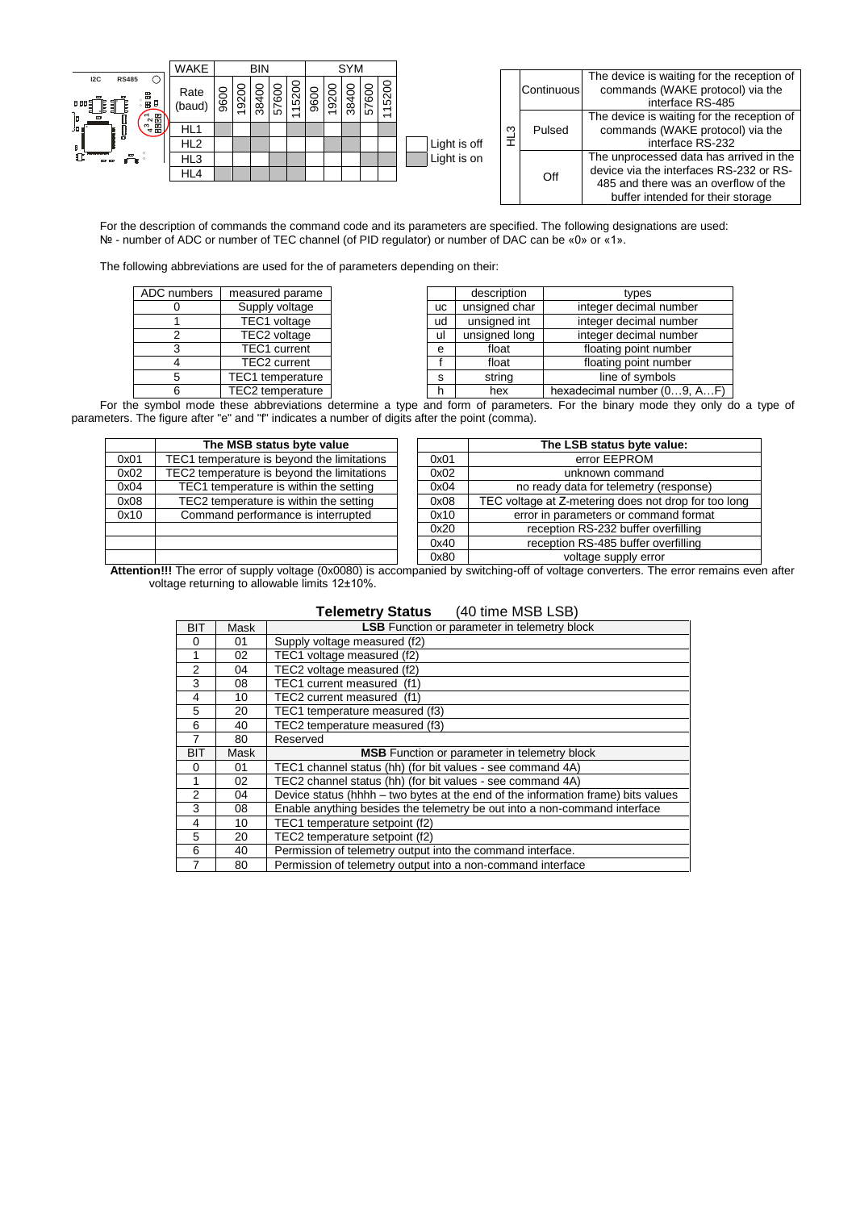I2C RS485

| WAKE | BIN | | | | | SYM | | | | |
|---|---|---|---|---|---|---|---|---|---|---|
| Rate (baud) | 9600 | 19200 | 38400 | 57600 | 115200 | 9600 | 19200 | 38400 | 57600 | 115200 |
| HL1 | ■ | | ■ | | ■ | ■ | | ■ | | ■ |
| HL2 | | ■ | ■ | | | | ■ | ■ | | |
| HL3 | | | | ■ | ■ | | | | ■ | ■ |
| HL4 | ■ | ■ | ■ | ■ | ■ | | | | | |

| | |
|---|---|
| (blank) | Light is off |
| ■ | Light is on |

| | | |
|---|---|---|
| HL3 | Continuous | The device is waiting for the reception of commands (WAKE protocol) via the interface RS-485 |
| | Pulsed | The device is waiting for the reception of commands (WAKE protocol) via the interface RS-232 |
| | Off | The unprocessed data has arrived in the device via the interfaces RS-232 or RS-485 and there was an overflow of the buffer intended for their storage |

For the description of commands the command code and its parameters are specified. The following designations are used:
№ - number of ADC or number of TEC channel (of PID regulator) or number of DAC can be «0» or «1».

The following abbreviations are used for the of parameters depending on their:

| ADC numbers | measured parame |
|---|---|
| 0 | Supply voltage |
| 1 | TEC1 voltage |
| 2 | TEC2 voltage |
| 3 | TEC1 current |
| 4 | TEC2 current |
| 5 | TEC1 temperature |
| 6 | TEC2 temperature |

| | description | types |
|---|---|---|
| uc | unsigned char | integer decimal number |
| ud | unsigned int | integer decimal number |
| ul | unsigned long | integer decimal number |
| e | float | floating point number |
| f | float | floating point number |
| s | string | line of symbols |
| h | hex | hexadecimal number (0…9, A…F) |

For the symbol mode these abbreviations determine a type and form of parameters. For the binary mode they only do a type of parameters. The figure after "e" and "f" indicates a number of digits after the point (comma).

| | The MSB status byte value |
|---|---|
| 0x01 | TEC1 temperature is beyond the limitations |
| 0x02 | TEC2 temperature is beyond the limitations |
| 0x04 | TEC1 temperature is within the setting |
| 0x08 | TEC2 temperature is within the setting |
| 0x10 | Command performance is interrupted |
| | |
| | |
| | |

| | The LSB status byte value: |
|---|---|
| 0x01 | error EEPROM |
| 0x02 | unknown command |
| 0x04 | no ready data for telemetry (response) |
| 0x08 | TEC voltage at Z-metering does not drop for too long |
| 0x10 | error in parameters or command format |
| 0x20 | reception RS-232 buffer overfilling |
| 0x40 | reception RS-485 buffer overfilling |
| 0x80 | voltage supply error |

**Attention!!!** The error of supply voltage (0x0080) is accompanied by switching-off of voltage converters. The error remains even after voltage returning to allowable limits 12±10%.

**Telemetry Status** (40 time MSB LSB)

| BIT | Mask | **LSB** Function or parameter in telemetry block |
|---|---|---|
| 0 | 01 | Supply voltage measured (f2) |
| 1 | 02 | TEC1 voltage measured (f2) |
| 2 | 04 | TEC2 voltage measured (f2) |
| 3 | 08 | TEC1 current measured (f1) |
| 4 | 10 | TEC2 current measured (f1) |
| 5 | 20 | TEC1 temperature measured (f3) |
| 6 | 40 | TEC2 temperature measured (f3) |
| 7 | 80 | Reserved |
| BIT | Mask | **MSB** Function or parameter in telemetry block |
| 0 | 01 | TEC1 channel status (hh) (for bit values - see command 4A) |
| 1 | 02 | TEC2 channel status (hh) (for bit values - see command 4A) |
| 2 | 04 | Device status (hhhh – two bytes at the end of the information frame) bits values |
| 3 | 08 | Enable anything besides the telemetry be out into a non-command interface |
| 4 | 10 | TEC1 temperature setpoint (f2) |
| 5 | 20 | TEC2 temperature setpoint (f2) |
| 6 | 40 | Permission of telemetry output into the command interface. |
| 7 | 80 | Permission of telemetry output into a non-command interface |